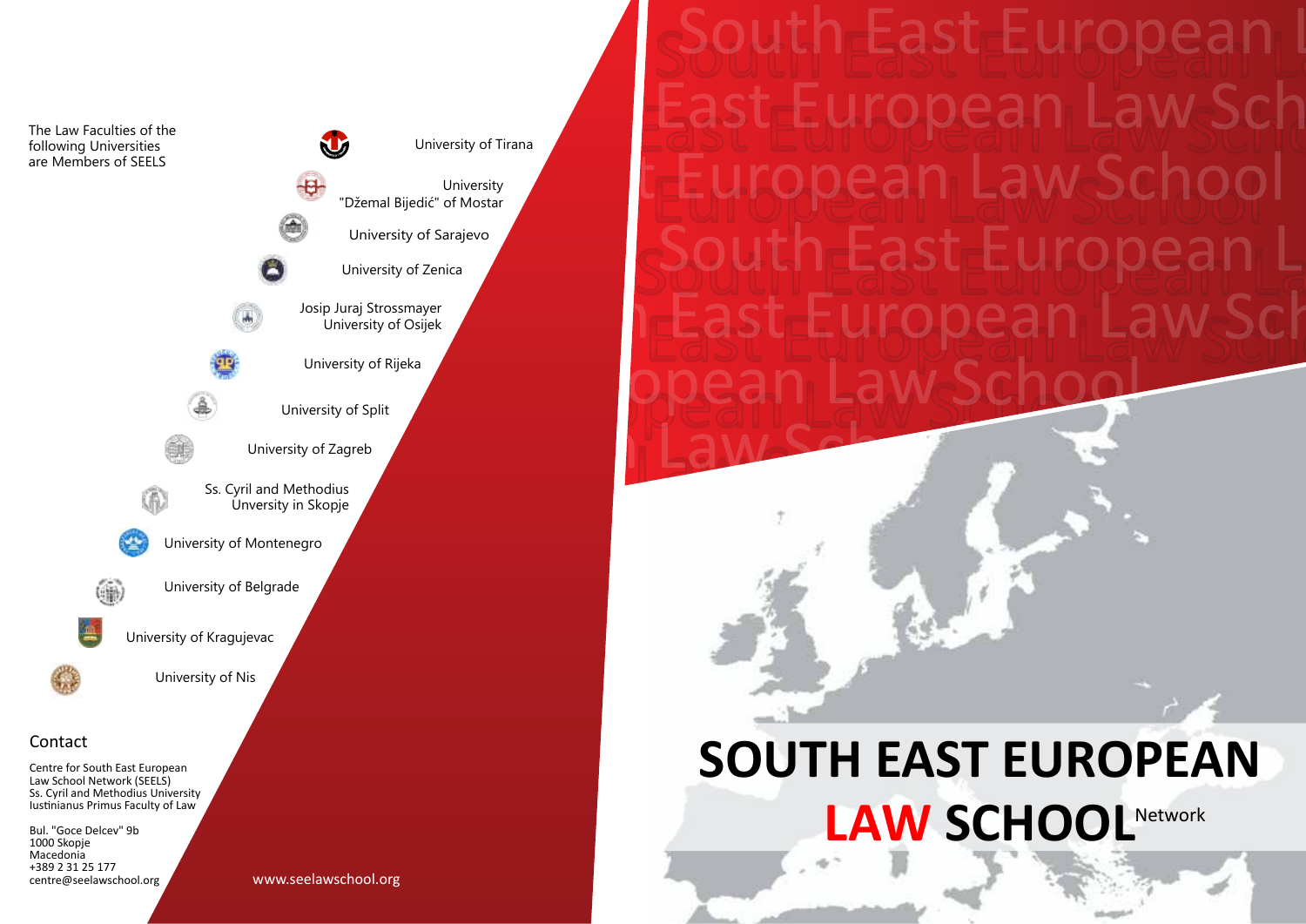# SOUTH EAST EUROPEAN LAW SCHOOL Network

The Law Faculties of the following Universities are Members of SEELS

- University of Tirana
- University "Džemal Bijedić" of Mostar
- University of Sarajevo
- University of Zenica
- Josip Juraj Strossmayer University of Osijek
- University of Rijeka
- University of Split
- University of Zagreb
- Ss. Cyril and Methodius Unversity in Skopje
- University of Montenegro
- University of Belgrade
- University of Kragujevac
- University of Nis

## Contact

Centre for South East European Law School Network (SEELS)
Ss. Cyril and Methodius University
Iustinianus Primus Faculty of Law

Bul. "Goce Delcev" 9b
1000 Skopje
Macedonia
+389 2 31 25 177
centre@seelawschool.org

www.seelawschool.org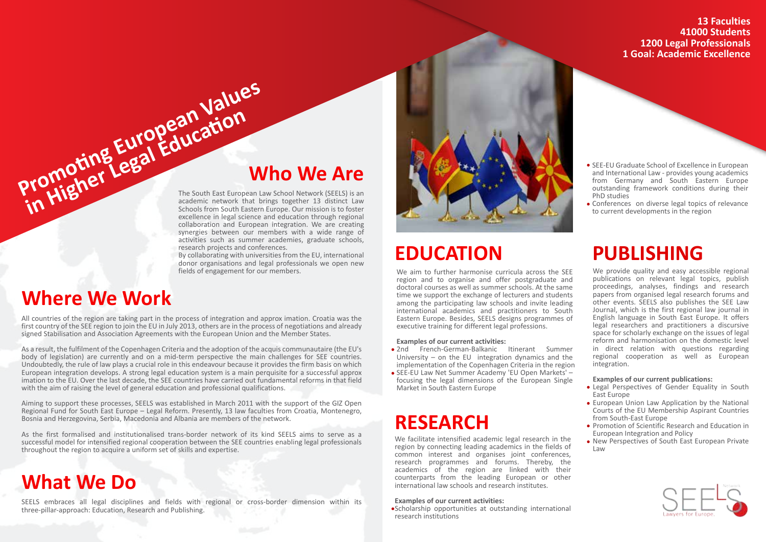**13 Faculties**
**41000 Students**
**1200 Legal Professionals**
**1 Goal: Academic Excellence**

# Promoting European Values in Higher Legal Education

## Who We Are

The South East European Law School Network (SEELS) is an academic network that brings together 13 distinct Law Schools from South Eastern Europe. Our mission is to foster excellence in legal science and education through regional collaboration and European integration. We are creating synergies between our members with a wide range of activities such as summer academies, graduate schools, research projects and conferences.

By collaborating with universities from the EU, international donor organisations and legal professionals we open new fields of engagement for our members.

## Where We Work

All countries of the region are taking part in the process of integration and approx imation. Croatia was the first country of the SEE region to join the EU in July 2013, others are in the process of negotiations and already signed Stabilisation and Association Agreements with the European Union and the Member States.

As a result, the fulfilment of the Copenhagen Criteria and the adoption of the acquis communautaire (the EU's body of legislation) are currently and on a mid-term perspective the main challenges for SEE countries. Undoubtedly, the rule of law plays a crucial role in this endeavour because it provides the firm basis on which European integration develops. A strong legal education system is a main perquisite for a successful approx imation to the EU. Over the last decade, the SEE countries have carried out fundamental reforms in that field with the aim of raising the level of general education and professional qualifications.

Aiming to support these processes, SEELS was established in March 2011 with the support of the GIZ Open Regional Fund for South East Europe – Legal Reform. Presently, 13 law faculties from Croatia, Montenegro, Bosnia and Herzegovina, Serbia, Macedonia and Albania are members of the network.

As the first formalised and institutionalised trans-border network of its kind SEELS aims to serve as a successful model for intensified regional cooperation between the SEE countries enabling legal professionals throughout the region to acquire a uniform set of skills and expertise.

## What We Do

SEELS embraces all legal disciplines and fields with regional or cross-border dimension within its three-pillar-approach: Education, Research and Publishing.

# EDUCATION

We aim to further harmonise curricula across the SEE region and to organise and offer postgraduate and doctoral courses as well as summer schools. At the same time we support the exchange of lecturers and students among the participating law schools and invite leading international academics and practitioners to South Eastern Europe. Besides, SEELS designs programmes of executive training for different legal professions.

**Examples of our current activities:**

- 2nd French-German-Balkanic Itinerant Summer University – on the EU integration dynamics and the implementation of the Copenhagen Criteria in the region
- SEE-EU Law Net Summer Academy 'EU Open Markets' – focusing the legal dimensions of the European Single Market in South Eastern Europe
- SEE-EU Graduate School of Excellence in European and International Law - provides young academics from Germany and South Eastern Europe outstanding framework conditions during their PhD studies
- Conferences on diverse legal topics of relevance to current developments in the region

# RESEARCH

We facilitate intensified academic legal research in the region by connecting leading academics in the fields of common interest and organises joint conferences, research programmes and forums. Thereby, the academics of the region are linked with their counterparts from the leading European or other international law schools and research institutes.

**Examples of our current activities:**

- Scholarship opportunities at outstanding international research institutions

# PUBLISHING

We provide quality and easy accessible regional publications on relevant legal topics, publish proceedings, analyses, findings and research papers from organised legal research forums and other events. SEELS also publishes the SEE Law Journal, which is the first regional law journal in English language in South East Europe. It offers legal researchers and practitioners a discursive space for scholarly exchange on the issues of legal reform and harmonisation on the domestic level in direct relation with questions regarding regional cooperation as well as European integration.

**Examples of our current publications:**

- Legal Perspectives of Gender Equality in South East Europe
- European Union Law Application by the National Courts of the EU Membership Aspirant Countries from South-East Europe
- Promotion of Scientific Research and Education in European Integration and Policy
- New Perspectives of South East European Private Law

SEELS Network
Lawyers for Europe.